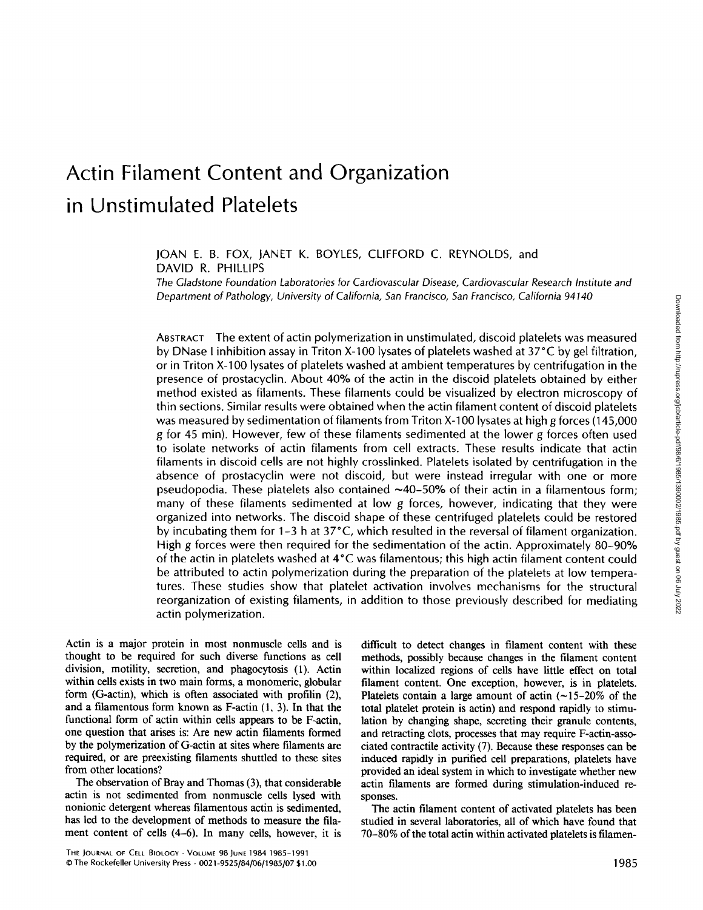# Actin Filament Content and Organization in Unstimulated Platelets

JOAN E. B. FOX, JANET K. BOYLES, CLIFFORD C. REYNOLDS, and DAVID R. PHILLIPS

*The Gladstone Foundation Laboratories for Cardiovascular Disease, Cardiovascular Research Institute and Department of Pathology, University of California, San Francisco, San Francisco, California 94140*

ABSTRACT The extent of actin polymerization in unstimulated, discoid platelets was measured by DNase I inhibition assay in Triton X-100 lysates of platelets washed at 37°C by gel filtration, or in Triton X-100 lysates of platelets washed at ambient temperatures by centrifugation in the presence of prostacyclin. About 40% of the actin in the discoid platelets obtained by either method existed as filaments. These filaments could be visualized by electron microscopy of thin sections. Similar results were obtained when the actin filament content of discoid platelets was measured by sedimentation of filaments from Triton X-100 lysates at high *g* forces (145,000 *g* for 45 min). However, few of these filaments sedimented at the lower *g* forces often used to isolate networks of actin filaments from cell extracts. These results indicate that actin filaments in discoid cells are not highly crosslinked. Platelets isolated by centrifugation in the absence of prostacyclin were not discoid, but were instead irregular with one or more pseudopodia. These platelets also contained ~40–50% of their actin in a filamentous form; many of these filaments sedimented at low *g* forces, however, indicating that they were organized into networks. The discoid shape of these centrifuged platelets could be restored by incubating them for 1–3 h at 37°C, which resulted in the reversal of filament organization. High *g* forces were then required for the sedimentation of the actin. Approximately 80–90% of the actin in platelets washed at 4°C was filamentous; this high actin filament content could be attributed to actin polymerization during the preparation of the platelets at low temperatures. These studies show that platelet activation involves mechanisms for the structural reorganization of existing filaments, in addition to those previously described for mediating actin polymerization.

Actin is a major protein in most nonmuscle cells and is thought to be required for such diverse functions as cell division, motility, secretion, and phagocytosis (1). Actin within cells exists in two main forms, a monomeric, globular form (G-actin), which is often associated with profilin (2), and a filamentous form known as F-actin (1, 3). In that the functional form of actin within cells appears to be F-actin, one question that arises is: Are new actin filaments formed by the polymerization of G-actin at sites where filaments are required, or are preexisting filaments shuttled to these sites from other locations?

The observation of Bray and Thomas (3), that considerable actin is not sedimented from nonmuscle cells lysed with nonionic detergent whereas filamentous actin is sedimented, has led to the development of methods to measure the filament content of cells (4–6). In many cells, however, it is difficult to detect changes in filament content with these methods, possibly because changes in the filament content within localized regions of cells have little effect on total filament content. One exception, however, is in platelets. Platelets contain a large amount of actin (~15–20% of the total platelet protein is actin) and respond rapidly to stimulation by changing shape, secreting their granule contents, and retracting clots, processes that may require F-actin-associated contractile activity (7). Because these responses can be induced rapidly in purified cell preparations, platelets have provided an ideal system in which to investigate whether new actin filaments are formed during stimulation-induced responses.

The actin filament content of activated platelets has been studied in several laboratories, all of which have found that 70–80% of the total actin within activated platelets is filamen-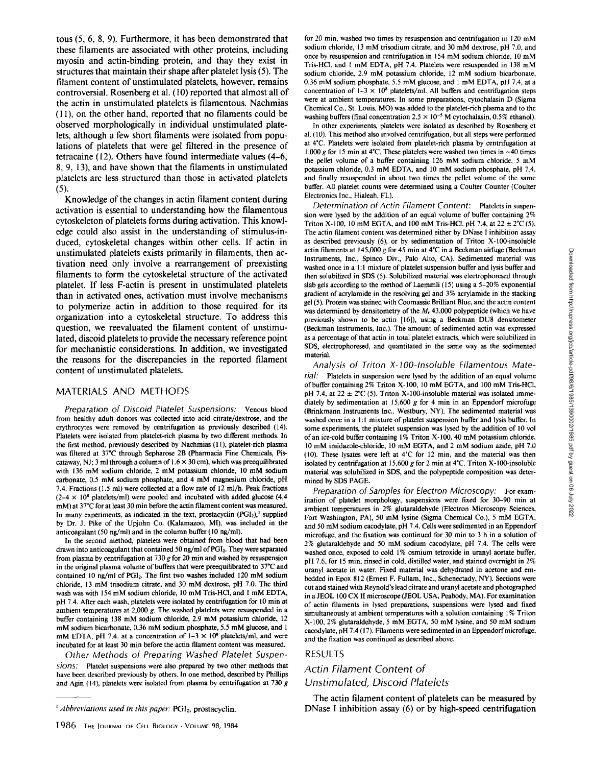tous (5, 6, 8, 9). Furthermore, it has been demonstrated that these filaments are associated with other proteins, including myosin and actin-binding protein, and thay they exist in structures that maintain their shape after platelet lysis (5). The filament content of unstimulated platelets, however, remains controversial. Rosenberg et al. (10) reported that almost all of the actin in unstimulated platelets is filamentous. Nachmias (11), on the other hand, reported that no filaments could be observed morphologically in individual unstimulated platelets, although a few short filaments were isolated from populations of platelets that were gel filtered in the presence of tetracaine (12). Others have found intermediate values (4–6, 8, 9, 13), and have shown that the filaments in unstimulated platelets are less structured than those in activated platelets (5).

Knowledge of the changes in actin filament content during activation is essential to understanding how the filamentous cytoskeleton of platelets forms during activation. This knowledge could also assist in the understanding of stimulus-induced, cytoskeletal changes within other cells. If actin in unstimulated platelets exists primarily in filaments, then activation need only involve a rearrangement of preexisting filaments to form the cytoskeletal structure of the activated platelet. If less F-actin is present in unstimulated platelets than in activated ones, activation must involve mechanisms to polymerize actin in addition to those required for its organization into a cytoskeletal structure. To address this question, we reevaluated the filament content of unstimulated, discoid platelets to provide the necessary reference point for mechanistic considerations. In addition, we investigated the reasons for the discrepancies in the reported filament content of unstimulated platelets.

## MATERIALS AND METHODS

*Preparation of Discoid Platelet Suspensions:* Venous blood from healthy adult donors was collected into acid citrate/dextrose, and the erythrocytes were removed by centrifugation as previously described (14). Platelets were isolated from platelet-rich plasma by two different methods. In the first method, previously described by Nachmias (11), platelet-rich plasma was filtered at 37°C through Sepharose 2B (Pharmacia Fine Chemicals, Piscataway, NJ; 3 ml through a column of $1.6 \times 30$ cm), which was preequilibrated with 136 mM sodium chloride, 2 mM potassium chloride, 10 mM sodium carbonate, 0.5 mM sodium phosphate, and 4 mM magnesium chloride, pH 7.4. Fractions (1.5 ml) were collected at a flow rate of 12 ml/h. Peak fractions ($2–4 \times 10^8$ platelets/ml) were pooled and incubated with added glucose (4.4 mM) at 37°C for at least 30 min before the actin filament content was measured. In many experiments, as indicated in the text, prostacyclin ($PGI_2$),[1] supplied by Dr. J. Pike of the Upjohn Co. (Kalamazoo, MI), was included in the anticoagulant (50 ng/ml) and in the column buffer (10 ng/ml).

In the second method, platelets were obtained from blood that had been drawn into anticoagulant that contained 50 ng/ml of $PGI_2$. They were separated from plasma by centrifugation at 730 *g* for 20 min and washed by resuspension in the original plasma volume of buffers that were preequilibrated to 37°C and contained 10 ng/ml of $PGI_2$. The first two washes included 120 mM sodium chloride, 13 mM trisodium citrate, and 30 mM dextrose, pH 7.0. The third wash was with 154 mM sodium chloride, 10 mM Tris-HCl, and 1 mM EDTA, pH 7.4. After each wash, platelets were isolated by centrifugation for 10 min at ambient temperatures at 2,000 *g*. The washed platelets were resuspended in a buffer containing 138 mM sodium chloride, 2.9 mM potassium chloride, 12 mM sodium bicarbonate, 0.36 mM sodium phosphate, 5.5 mM glucose, and 1 mM EDTA, pH 7.4, at a concentration of $1–3 \times 10^8$ platelets/ml, and were incubated for at least 30 min before the actin filament content was measured.

*Other Methods of Preparing Washed Platelet Suspensions:* Platelet suspensions were also prepared by two other methods that have been described previously by others. In one method, described by Phillips and Agin (14), platelets were isolated from plasma by centrifugation at 730 *g* for 20 min, washed two times by resuspension and centrifugation in 120 mM sodium chloride, 13 mM trisodium citrate, and 30 mM dextrose, pH 7.0, and once by resuspension and centrifugation in 154 mM sodium chloride, 10 mM Tris-HCl, and 1 mM EDTA, pH 7.4. Platelets were resuspended in 138 mM sodium chloride, 2.9 mM potassium chloride, 12 mM sodium bicarbonate, 0.36 mM sodium phosphate, 5.5 mM glucose, and 1 mM EDTA, pH 7.4, at a concentration of $1–3 \times 10^8$ platelets/ml. All buffers and centrifugation steps were at ambient temperatures. In some preparations, cytochalasin D (Sigma Chemical Co., St. Louis, MO) was added to the platelet-rich plasma and to the washing buffers (final concentration $2.5 \times 10^{-5}$ M cytochalasin, 0.5% ethanol).

In other experiments, platelets were isolated as described by Rosenberg et al. (10). This method also involved centrifugation, but all steps were performed at 4°C. Platelets were isolated from platelet-rich plasma by centrifugation at 1,000 *g* for 15 min at 4°C. These platelets were washed two times in ~40 times the pellet volume of a buffer containing 126 mM sodium chloride, 5 mM potassium chloride, 0.3 mM EDTA, and 10 mM sodium phosphate, pH 7.4, and finally resuspended in about two times the pellet volume of the same buffer. All platelet counts were determined using a Coulter Counter (Coulter Electronics Inc., Hialeah, FL).

*Determination of Actin Filament Content:* Platelets in suspension were lysed by the addition of an equal volume of buffer containing 2% Triton X-100, 10 mM EGTA, and 100 mM Tris-HCl, pH 7.4, at 22 ± 2°C (5). The actin filament content was determined either by DNase I inhibition assay as described previously (6), or by sedimentation of Triton X-100-insoluble actin filaments at 145,000 *g* for 45 min at 4°C in a Beckman airfuge (Beckman Instruments, Inc., Spinco Div., Palo Alto, CA). Sedimented material was washed once in a 1:1 mixture of platelet suspension buffer and lysis buffer and then solubilized in SDS (5). Solubilized material was electrophoresed through slab gels according to the method of Laemmli (15) using a 5–20% exponential gradient of acrylamide in the resolving gel and 3% acrylamide in the stacking gel (5). Protein was stained with Coomassie Brilliant Blue, and the actin content was determined by densitometry of the $M_r$ 43,000 polypeptide (which we have previously shown to be actin [16]), using a Beckman DU8 densitometer (Beckman Instruments, Inc.). The amount of sedimented actin was expressed as a percentage of that actin in total platelet extracts, which were solubilized in SDS, electrophoresed, and quantitated in the same way as the sedimented material.

*Analysis of Triton X-100-Insoluble Filamentous Material:* Platelets in suspension were lysed by the addition of an equal volume of buffer containing 2% Triton X-100, 10 mM EGTA, and 100 mM Tris-HCl, pH 7.4, at 22 ± 2°C (5). Triton X-100-insoluble material was isolated immediately by sedimentation at 15,600 *g* for 4 min in an Eppendorf microfuge (Brinkmann Instruments Inc., Westbury, NY). The sedimented material was washed once in a 1:1 mixture of platelet suspension buffer and lysis buffer. In some experiments, the platelet suspension was lysed by the addition of 10 vol of an ice-cold buffer containing 1% Triton X-100, 40 mM potassium chloride, 10 mM imidazole-chloride, 10 mM EGTA, and 2 mM sodium azide, pH 7.0 (10). These lysates were left at 4°C for 12 min, and the material was then isolated by centrifugation at 15,600 *g* for 2 min at 4°C. Triton X-100-insoluble material was solubilized in SDS, and the polypeptide composition was determined by SDS PAGE.

*Preparation of Samples for Electron Microscopy:* For examination of platelet morphology, suspensions were fixed for 30–90 min at ambient temperatures in 2% glutaraldehyde (Electron Microscopy Sciences, Fort Washington, PA), 50 mM lysine (Sigma Chemical Co.), 5 mM EGTA, and 50 mM sodium cacodylate, pH 7.4. Cells were sedimented in an Eppendorf microfuge, and the fixation was continued for 30 min to 3 h in a solution of 2% glutaraldehyde and 50 mM sodium cacodylate, pH 7.4. The cells were washed once, exposed to cold 1% osmium tetroxide in uranyl acetate buffer, pH 7.6, for 15 min, rinsed in cold, distilled water, and stained overnight in 2% uranyl acetate in water. Fixed material was dehydrated in acetone and embedded in Epox 812 (Ernest F. Fullam, Inc., Schenectady, NY). Sections were cut and stained with Reynold's lead citrate and uranyl acetate and photographed in a JEOL 100 CX II microscope (JEOL USA, Peabody, MA). For examination of actin filaments in lysed preparations, suspensions were lysed and fixed simultaneously at ambient temperatures with a solution containing 1% Triton X-100, 2% glutaraldehyde, 5 mM EGTA, 50 mM lysine, and 50 mM sodium cacodylate, pH 7.4 (17). Filaments were sedimented in an Eppendorf microfuge, and the fixation was continued as described above.

## RESULTS

### Actin Filament Content of Unstimulated, Discoid Platelets

The actin filament content of platelets can be measured by DNase I inhibition assay (6) or by high-speed centrifugation

[1] *Abbreviations used in this paper:* $PGI_2$, prostacyclin.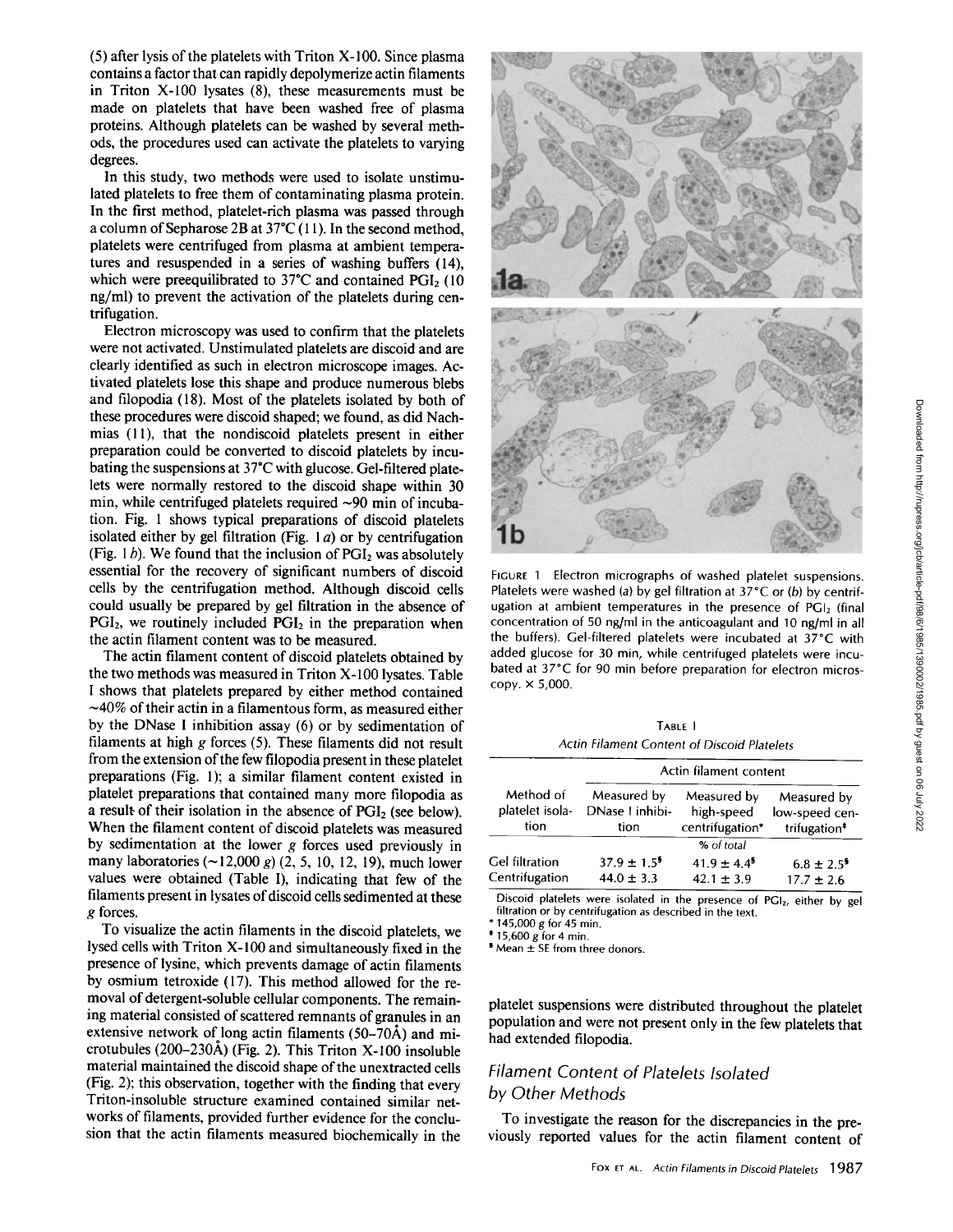(5) after lysis of the platelets with Triton X-100. Since plasma contains a factor that can rapidly depolymerize actin filaments in Triton X-100 lysates (8), these measurements must be made on platelets that have been washed free of plasma proteins. Although platelets can be washed by several methods, the procedures used can activate the platelets to varying degrees.

In this study, two methods were used to isolate unstimulated platelets to free them of contaminating plasma protein. In the first method, platelet-rich plasma was passed through a column of Sepharose 2B at 37°C (11). In the second method, platelets were centrifuged from plasma at ambient temperatures and resuspended in a series of washing buffers (14), which were preequilibrated to 37°C and contained $PGI_2$ (10 ng/ml) to prevent the activation of the platelets during centrifugation.

Electron microscopy was used to confirm that the platelets were not activated. Unstimulated platelets are discoid and are clearly identified as such in electron microscope images. Activated platelets lose this shape and produce numerous blebs and filopodia (18). Most of the platelets isolated by both of these procedures were discoid shaped; we found, as did Nachmias (11), that the nondiscoid platelets present in either preparation could be converted to discoid platelets by incubating the suspensions at 37°C with glucose. Gel-filtered platelets were normally restored to the discoid shape within 30 min, while centrifuged platelets required ~90 min of incubation. Fig. 1 shows typical preparations of discoid platelets isolated either by gel filtration (Fig. 1 *a*) or by centrifugation (Fig. 1 *b*). We found that the inclusion of $PGI_2$ was absolutely essential for the recovery of significant numbers of discoid cells by the centrifugation method. Although discoid cells could usually be prepared by gel filtration in the absence of $PGI_2$, we routinely included $PGI_2$ in the preparation when the actin filament content was to be measured.

The actin filament content of discoid platelets obtained by the two methods was measured in Triton X-100 lysates. Table I shows that platelets prepared by either method contained ~40% of their actin in a filamentous form, as measured either by the DNase I inhibition assay (6) or by sedimentation of filaments at high *g* forces (5). These filaments did not result from the extension of the few filopodia present in these platelet preparations (Fig. 1); a similar filament content existed in platelet preparations that contained many more filopodia as a result of their isolation in the absence of $PGI_2$ (see below). When the filament content of discoid platelets was measured by sedimentation at the lower *g* forces used previously in many laboratories (~12,000 *g*) (2, 5, 10, 12, 19), much lower values were obtained (Table I), indicating that few of the filaments present in lysates of discoid cells sedimented at these *g* forces.

To visualize the actin filaments in the discoid platelets, we lysed cells with Triton X-100 and simultaneously fixed in the presence of lysine, which prevents damage of actin filaments by osmium tetroxide (17). This method allowed for the removal of detergent-soluble cellular components. The remaining material consisted of scattered remnants of granules in an extensive network of long actin filaments (50–70Å) and microtubules (200–230Å) (Fig. 2). This Triton X-100 insoluble material maintained the discoid shape of the unextracted cells (Fig. 2); this observation, together with the finding that every Triton-insoluble structure examined contained similar networks of filaments, provided further evidence for the conclusion that the actin filaments measured biochemically in the platelet suspensions were distributed throughout the platelet population and were not present only in the few platelets that had extended filopodia.

FIGURE 1 Electron micrographs of washed platelet suspensions. Platelets were washed (a) by gel filtration at 37°C or (b) by centrifugation at ambient temperatures in the presence of $PGI_2$ (final concentration of 50 ng/ml in the anticoagulant and 10 ng/ml in all the buffers). Gel-filtered platelets were incubated at 37°C with added glucose for 30 min, while centrifuged platelets were incubated at 37°C for 90 min before preparation for electron microscopy. × 5,000.

TABLE I
*Actin Filament Content of Discoid Platelets*

| Method of platelet isolation | Actin filament content | | |
|---|---|---|---|
| | Measured by DNase I inhibition | Measured by high-speed centrifugation* | Measured by low-speed centrifugation‡ |
| | % of total | | |
| Gel filtration | 37.9 ± 1.5§ | 41.9 ± 4.4§ | 6.8 ± 2.5§ |
| Centrifugation | 44.0 ± 3.3 | 42.1 ± 3.9 | 17.7 ± 2.6 |

Discoid platelets were isolated in the presence of $PGI_2$, either by gel filtration or by centrifugation as described in the text.
\* 145,000 *g* for 45 min.
‡ 15,600 *g* for 4 min.
§ Mean ± SE from three donors.

## Filament Content of Platelets Isolated by Other Methods

To investigate the reason for the discrepancies in the previously reported values for the actin filament content of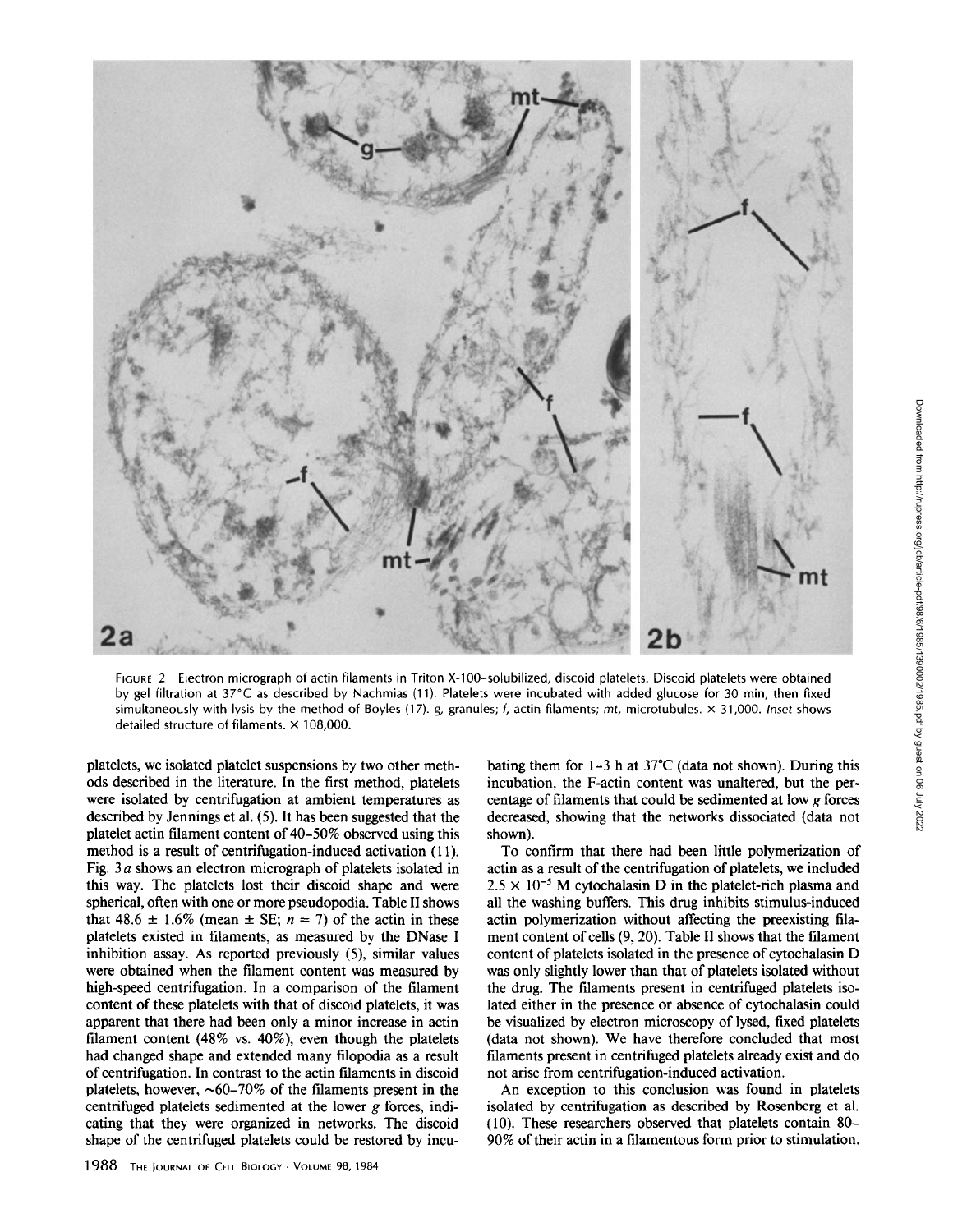FIGURE 2 Electron micrograph of actin filaments in Triton X-100–solubilized, discoid platelets. Discoid platelets were obtained by gel filtration at 37°C as described by Nachmias (11). Platelets were incubated with added glucose for 30 min, then fixed simultaneously with lysis by the method of Boyles (17). *g*, granules; *f*, actin filaments; *mt*, microtubules. × 31,000. *Inset* shows detailed structure of filaments. × 108,000.

platelets, we isolated platelet suspensions by two other methods described in the literature. In the first method, platelets were isolated by centrifugation at ambient temperatures as described by Jennings et al. (5). It has been suggested that the platelet actin filament content of 40–50% observed using this method is a result of centrifugation-induced activation (11). Fig. 3*a* shows an electron micrograph of platelets isolated in this way. The platelets lost their discoid shape and were spherical, often with one or more pseudopodia. Table II shows that 48.6 ± 1.6% (mean ± SE; $n = 7$) of the actin in these platelets existed in filaments, as measured by the DNase I inhibition assay. As reported previously (5), similar values were obtained when the filament content was measured by high-speed centrifugation. In a comparison of the filament content of these platelets with that of discoid platelets, it was apparent that there had been only a minor increase in actin filament content (48% vs. 40%), even though the platelets had changed shape and extended many filopodia as a result of centrifugation. In contrast to the actin filaments in discoid platelets, however, ~60–70% of the filaments present in the centrifuged platelets sedimented at the lower *g* forces, indicating that they were organized in networks. The discoid shape of the centrifuged platelets could be restored by incubating them for 1–3 h at 37°C (data not shown). During this incubation, the F-actin content was unaltered, but the percentage of filaments that could be sedimented at low *g* forces decreased, showing that the networks dissociated (data not shown).

To confirm that there had been little polymerization of actin as a result of the centrifugation of platelets, we included $2.5 \times 10^{-5}$ M cytochalasin D in the platelet-rich plasma and all the washing buffers. This drug inhibits stimulus-induced actin polymerization without affecting the preexisting filament content of cells (9, 20). Table II shows that the filament content of platelets isolated in the presence of cytochalasin D was only slightly lower than that of platelets isolated without the drug. The filaments present in centrifuged platelets isolated either in the presence or absence of cytochalasin could be visualized by electron microscopy of lysed, fixed platelets (data not shown). We have therefore concluded that most filaments present in centrifuged platelets already exist and do not arise from centrifugation-induced activation.

An exception to this conclusion was found in platelets isolated by centrifugation as described by Rosenberg et al. (10). These researchers observed that platelets contain 80–90% of their actin in a filamentous form prior to stimulation.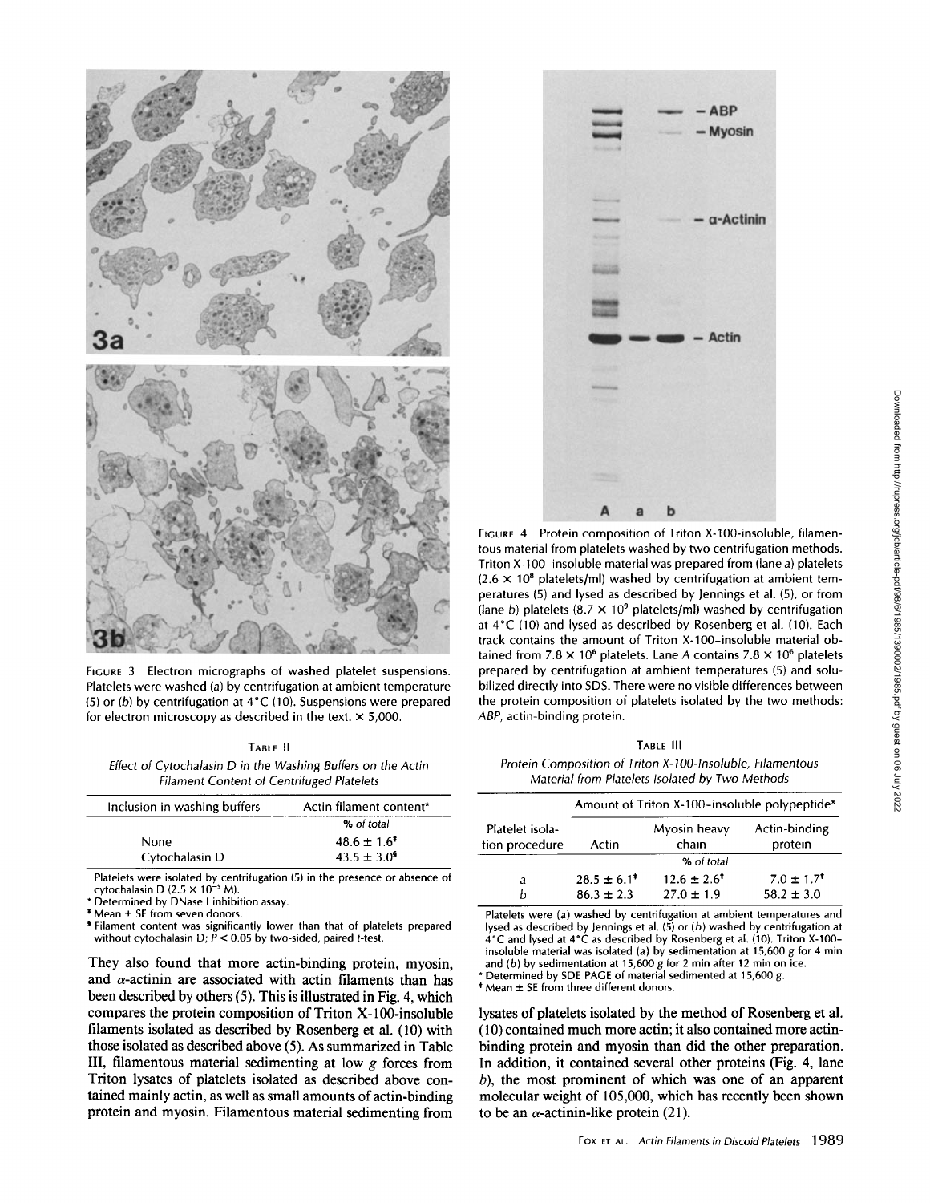FIGURE 3 Electron micrographs of washed platelet suspensions. Platelets were washed (a) by centrifugation at ambient temperature (5) or (b) by centrifugation at 4°C (10). Suspensions were prepared for electron microscopy as described in the text. × 5,000.

FIGURE 4 Protein composition of Triton X-100-insoluble, filamentous material from platelets washed by two centrifugation methods. Triton X-100–insoluble material was prepared from (lane a) platelets ($2.6 \times 10^8$ platelets/ml) washed by centrifugation at ambient temperatures (5) and lysed as described by Jennings et al. (5), or from (lane b) platelets ($8.7 \times 10^9$ platelets/ml) washed by centrifugation at 4°C (10) and lysed as described by Rosenberg et al. (10). Each track contains the amount of Triton X-100–insoluble material obtained from $7.8 \times 10^6$ platelets. Lane A contains $7.8 \times 10^6$ platelets prepared by centrifugation at ambient temperatures (5) and solubilized directly into SDS. There were no visible differences between the protein composition of platelets isolated by the two methods: ABP, actin-binding protein.

TABLE II
*Effect of Cytochalasin D in the Washing Buffers on the Actin Filament Content of Centrifuged Platelets*

| Inclusion in washing buffers | Actin filament content* |
|---|---|
| | *% of total* |
| None | 48.6 ± 1.6‡ |
| Cytochalasin D | 43.5 ± 3.0§ |

Platelets were isolated by centrifugation (5) in the presence or absence of cytochalasin D ($2.5 \times 10^{-5}$ M).
\* Determined by DNase I inhibition assay.
‡ Mean ± SE from seven donors.
§ Filament content was significantly lower than that of platelets prepared without cytochalasin D; $P < 0.05$ by two-sided, paired *t*-test.

TABLE III
*Protein Composition of Triton X-100-Insoluble, Filamentous Material from Platelets Isolated by Two Methods*

| Platelet isolation procedure | Amount of Triton X-100-insoluble polypeptide* | | |
|---|---|---|---|
| | Actin | Myosin heavy chain | Actin-binding protein |
| | | *% of total* | |
| a | 28.5 ± 6.1‡ | 12.6 ± 2.6‡ | 7.0 ± 1.7‡ |
| b | 86.3 ± 2.3 | 27.0 ± 1.9 | 58.2 ± 3.0 |

Platelets were (a) washed by centrifugation at ambient temperatures and lysed as described by Jennings et al. (5) or (b) washed by centrifugation at 4°C and lysed at 4°C as described by Rosenberg et al. (10). Triton X-100–insoluble material was isolated (a) by sedimentation at 15,600 *g* for 4 min and (b) by sedimentation at 15,600 *g* for 2 min after 12 min on ice.
\* Determined by SDE PAGE of material sedimented at 15,600 *g*.
‡ Mean ± SE from three different donors.

They also found that more actin-binding protein, myosin, and α-actinin are associated with actin filaments than has been described by others (5). This is illustrated in Fig. 4, which compares the protein composition of Triton X-100-insoluble filaments isolated as described by Rosenberg et al. (10) with those isolated as described above (5). As summarized in Table III, filamentous material sedimenting at low *g* forces from Triton lysates of platelets isolated as described above contained mainly actin, as well as small amounts of actin-binding protein and myosin. Filamentous material sedimenting from lysates of platelets isolated by the method of Rosenberg et al. (10) contained much more actin; it also contained more actin-binding protein and myosin than did the other preparation. In addition, it contained several other proteins (Fig. 4, lane *b*), the most prominent of which was one of an apparent molecular weight of 105,000, which has recently been shown to be an α-actinin-like protein (21).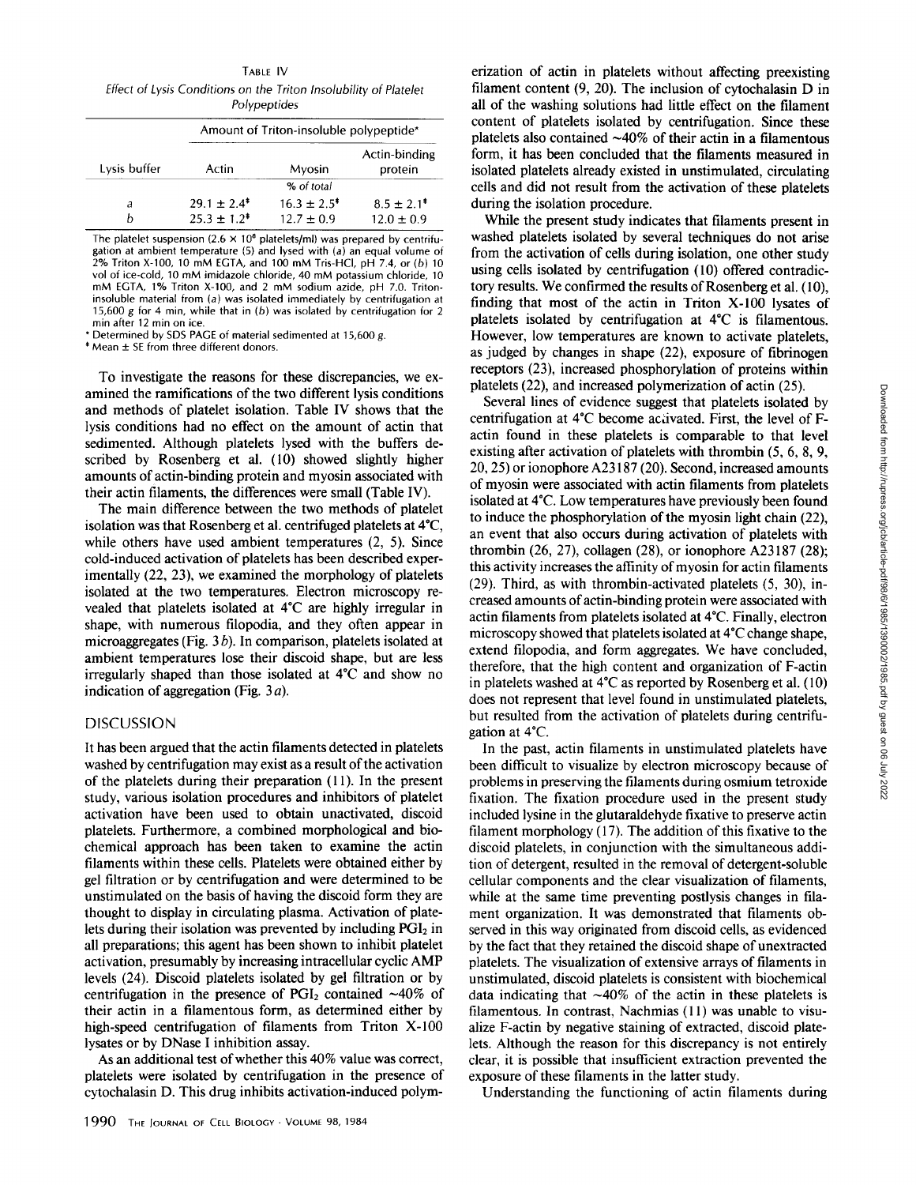TABLE IV

*Effect of Lysis Conditions on the Triton Insolubility of Platelet Polypeptides*

| Lysis buffer | Amount of Triton-insoluble polypeptide* | | |
|---|---|---|---|
| | Actin | Myosin | Actin-binding protein |
| | | % of total | |
| a | $29.1 \pm 2.4$[‡] | $16.3 \pm 2.5$[‡] | $8.5 \pm 2.1$[‡] |
| b | $25.3 \pm 1.2$[‡] | $12.7 \pm 0.9$ | $12.0 \pm 0.9$ |

The platelet suspension ($2.6 \times 10^8$ platelets/ml) was prepared by centrifugation at ambient temperature (5) and lysed with (a) an equal volume of 2% Triton X-100, 10 mM EGTA, and 100 mM Tris-HCl, pH 7.4, or (b) 10 vol of ice-cold, 10 mM imidazole chloride, 40 mM potassium chloride, 10 mM EGTA, 1% Triton X-100, and 2 mM sodium azide, pH 7.0. Triton-insoluble material from (a) was isolated immediately by centrifugation at 15,600 g for 4 min, while that in (b) was isolated by centrifugation for 2 min after 12 min on ice.

\* Determined by SDS PAGE of material sedimented at 15,600 g.

‡ Mean ± SE from three different donors.

To investigate the reasons for these discrepancies, we examined the ramifications of the two different lysis conditions and methods of platelet isolation. Table IV shows that the lysis conditions had no effect on the amount of actin that sedimented. Although platelets lysed with the buffers described by Rosenberg et al. (10) showed slightly higher amounts of actin-binding protein and myosin associated with their actin filaments, the differences were small (Table IV).

The main difference between the two methods of platelet isolation was that Rosenberg et al. centrifuged platelets at 4°C, while others have used ambient temperatures (2, 5). Since cold-induced activation of platelets has been described experimentally (22, 23), we examined the morphology of platelets isolated at the two temperatures. Electron microscopy revealed that platelets isolated at 4°C are highly irregular in shape, with numerous filopodia, and they often appear in microaggregates (Fig. 3*b*). In comparison, platelets isolated at ambient temperatures lose their discoid shape, but are less irregularly shaped than those isolated at 4°C and show no indication of aggregation (Fig. 3*a*).

## DISCUSSION

It has been argued that the actin filaments detected in platelets washed by centrifugation may exist as a result of the activation of the platelets during their preparation (11). In the present study, various isolation procedures and inhibitors of platelet activation have been used to obtain unactivated, discoid platelets. Furthermore, a combined morphological and biochemical approach has been taken to examine the actin filaments within these cells. Platelets were obtained either by gel filtration or by centrifugation and were determined to be unstimulated on the basis of having the discoid form they are thought to display in circulating plasma. Activation of platelets during their isolation was prevented by including $PGI_2$ in all preparations; this agent has been shown to inhibit platelet activation, presumably by increasing intracellular cyclic AMP levels (24). Discoid platelets isolated by gel filtration or by centrifugation in the presence of $PGI_2$ contained ~40% of their actin in a filamentous form, as determined either by high-speed centrifugation of filaments from Triton X-100 lysates or by DNase I inhibition assay.

As an additional test of whether this 40% value was correct, platelets were isolated by centrifugation in the presence of cytochalasin D. This drug inhibits activation-induced polymerization of actin in platelets without affecting preexisting filament content (9, 20). The inclusion of cytochalasin D in all of the washing solutions had little effect on the filament content of platelets isolated by centrifugation. Since these platelets also contained ~40% of their actin in a filamentous form, it has been concluded that the filaments measured in isolated platelets already existed in unstimulated, circulating cells and did not result from the activation of these platelets during the isolation procedure.

While the present study indicates that filaments present in washed platelets isolated by several techniques do not arise from the activation of cells during isolation, one other study using cells isolated by centrifugation (10) offered contradictory results. We confirmed the results of Rosenberg et al. (10), finding that most of the actin in Triton X-100 lysates of platelets isolated by centrifugation at 4°C is filamentous. However, low temperatures are known to activate platelets, as judged by changes in shape (22), exposure of fibrinogen receptors (23), increased phosphorylation of proteins within platelets (22), and increased polymerization of actin (25).

Several lines of evidence suggest that platelets isolated by centrifugation at 4°C become activated. First, the level of F-actin found in these platelets is comparable to that level existing after activation of platelets with thrombin (5, 6, 8, 9, 20, 25) or ionophore A23187 (20). Second, increased amounts of myosin were associated with actin filaments from platelets isolated at 4°C. Low temperatures have previously been found to induce the phosphorylation of the myosin light chain (22), an event that also occurs during activation of platelets with thrombin (26, 27), collagen (28), or ionophore A23187 (28); this activity increases the affinity of myosin for actin filaments (29). Third, as with thrombin-activated platelets (5, 30), increased amounts of actin-binding protein were associated with actin filaments from platelets isolated at 4°C. Finally, electron microscopy showed that platelets isolated at 4°C change shape, extend filopodia, and form aggregates. We have concluded, therefore, that the high content and organization of F-actin in platelets washed at 4°C as reported by Rosenberg et al. (10) does not represent that level found in unstimulated platelets, but resulted from the activation of platelets during centrifugation at 4°C.

In the past, actin filaments in unstimulated platelets have been difficult to visualize by electron microscopy because of problems in preserving the filaments during osmium tetroxide fixation. The fixation procedure used in the present study included lysine in the glutaraldehyde fixative to preserve actin filament morphology (17). The addition of this fixative to the discoid platelets, in conjunction with the simultaneous addition of detergent, resulted in the removal of detergent-soluble cellular components and the clear visualization of filaments, while at the same time preventing postlysis changes in filament organization. It was demonstrated that filaments observed in this way originated from discoid cells, as evidenced by the fact that they retained the discoid shape of unextracted platelets. The visualization of extensive arrays of filaments in unstimulated, discoid platelets is consistent with biochemical data indicating that ~40% of the actin in these platelets is filamentous. In contrast, Nachmias (11) was unable to visualize F-actin by negative staining of extracted, discoid platelets. Although the reason for this discrepancy is not entirely clear, it is possible that insufficient extraction prevented the exposure of these filaments in the latter study.

Understanding the functioning of actin filaments during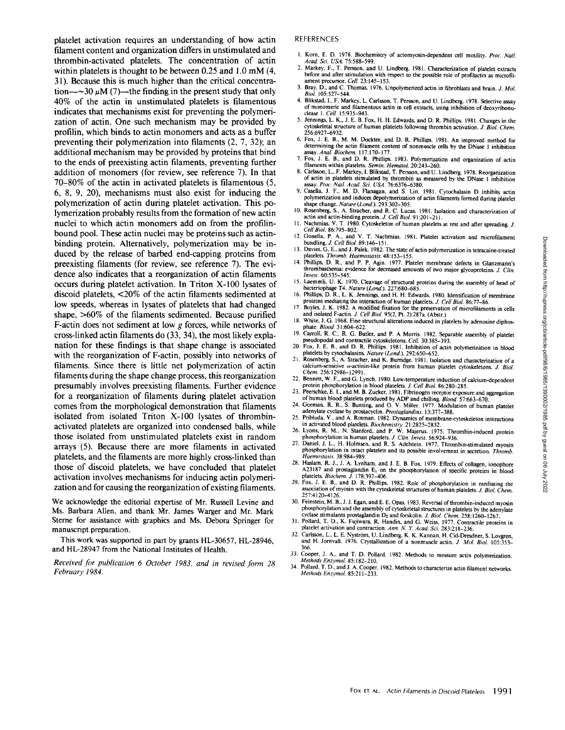platelet activation requires an understanding of how actin filament content and organization differs in unstimulated and thrombin-activated platelets. The concentration of actin within platelets is thought to be between 0.25 and 1.0 mM (4, 31). Because this is much higher than the critical concentration—~30 $\mu$M (7)—the finding in the present study that only 40% of the actin in unstimulated platelets is filamentous indicates that mechanisms exist for preventing the polymerization of actin. One such mechanism may be provided by profilin, which binds to actin monomers and acts as a buffer preventing their polymerization into filaments (2, 7, 32); an additional mechanism may be provided by proteins that bind to the ends of preexisting actin filaments, preventing further addition of monomers (for review, see reference 7). In that 70–80% of the actin in activated platelets is filamentous (5, 6, 8, 9, 20), mechanisms must also exist for inducing the polymerization of actin during platelet activation. This polymerization probably results from the formation of new actin nuclei to which actin monomers add on from the profilin-bound pool. These actin nuclei may be proteins such as actin-binding protein. Alternatively, polymerization may be induced by the release of barbed end-capping proteins from preexisting filaments (for review, see reference 7). The evidence also indicates that a reorganization of actin filaments occurs during platelet activation. In Triton X-100 lysates of discoid platelets, <20% of the actin filaments sedimented at low speeds, whereas in lysates of platelets that had changed shape, >60% of the filaments sedimented. Because purified F-actin does not sediment at low *g* forces, while networks of cross-linked actin filaments do (33, 34), the most likely explanation for these findings is that shape change is associated with the reorganization of F-actin, possibly into networks of filaments. Since there is little net polymerization of actin filaments during the shape change process, this reorganization presumably involves preexisting filaments. Further evidence for a reorganization of filaments during platelet activation comes from the morphological demonstration that filaments isolated from isolated Triton X-100 lysates of thrombin-activated platelets are organized into condensed balls, while those isolated from unstimulated platelets exist in random arrays (5). Because there are more filaments in activated platelets, and the filaments are more highly cross-linked than those of discoid platelets, we have concluded that platelet activation involves mechanisms for inducing actin polymerization and for causing the reorganization of existing filaments.

We acknowledge the editorial expertise of Mr. Russell Levine and Ms. Barbara Allen, and thank Mr. James Warger and Mr. Mark Sterne for assistance with graphics and Ms. Debora Springer for manuscript preparation.

This work was supported in part by grants HL-30657, HL-28946, and HL-28947 from the National Institutes of Health.

*Received for publication 6 October 1983, and in revised form 28 February 1984.*

## REFERENCES

1. Korn, E. D. 1978. Biochemistry of actomyosin-dependent cell motility. *Proc. Natl. Acad. Sci. USA.* 75:588–599.
2. Markey, F., T. Persson, and U. Lindberg. 1981. Characterization of platelet extracts before and after stimulation with respect to the possible role of profilactin as microfilament precursor. *Cell.* 23:145–153.
3. Bray, D., and C. Thomas. 1976. Unpolymerized actin in fibroblasts and brain. *J. Mol. Biol.* 105:527–544.
4. Blikstad, I., F. Markey, L. Carlsson, T. Persson, and U. Lindberg. 1978. Selective assay of monomeric and filamentous actin in cell extracts, using inhibition of deoxyribonuclease I. *Cell.* 15:935–943.
5. Jennings, L. K., J. E. B. Fox, H. H. Edwards, and D. R. Phillips. 1981. Changes in the cytoskeletal structure of human platelets following thrombin activation. *J. Biol. Chem.* 256:6927–6932.
6. Fox, J. E. B., M. M. Dockter, and D. R. Phillips. 1981. An improved method for determining the actin filament content of nonmuscle cells by the DNase I inhibition assay. *Anal. Biochem.* 117:170–177.
7. Fox, J. E. B., and D. R. Phillips. 1983. Polymerization and organization of actin filaments within platelets. *Semin. Hematol.* 20:243–260.
8. Carlsson, L., F. Markey, I. Blikstad, T. Persson, and U. Lindberg. 1978. Reorganization of actin in platelets stimulated by thrombin as measured by the DNase I inhibition assay. *Proc. Natl. Acad. Sci. USA.* 76:6376–6380.
9. Casella, J. F., M. D. Flanagan, and S. Lin. 1981. Cytochalasin D inhibits actin polymerization and induces depolymerization of actin filaments formed during platelet shape change. *Nature (Lond.).* 293:302–305.
10. Rosenberg, S., A. Stracher, and R. C. Lucas. 1981. Isolation and characterization of actin and actin-binding protein. *J. Cell Biol.* 91:201–211.
11. Nachmias, V. T. 1980. Cytoskeleton of human platelets at rest and after spreading. *J. Cell Biol.* 86:795–802.
12. Gonella, P. A., and V. T. Nachmias. 1981. Platelet activation and microfilament bundling. *J. Cell Biol.* 89:146–151.
13. Davies, G. E., and J. Palek. 1982. The state of actin polymerization in tetracaine-treated platelets. *Thromb. Haemostasis.* 48:153–155.
14. Phillips, D. R., and P. P. Agin. 1977. Platelet membrane defects in Glanzmann's thrombasthenia: evidence for decreased amounts of two major glycoproteins. *J. Clin. Invest.* 60:535–545.
15. Laemmli, U. K. 1970. Cleavage of structural proteins during the assembly of head of bacteriophage T4. *Nature (Lond.).* 227:680–685.
16. Phillips, D. R., L. K. Jennings, and H. H. Edwards. 1980. Identification of membrane proteins mediating the interaction of human platelets. *J. Cell Biol.* 86:77–86.
17. Boyles, J. K. 1982. A modified fixation for the preservation of microfilaments in cells and isolated F-actin. *J. Cell Biol.* 95(2, Pt. 2):287a. (Abstr.)
18. White, J. G. 1968. Fine structural alterations induced in platelets by adenosine diphosphate. *Blood.* 31:604–622.
19. Carroll, R. C., R. G. Butler, and P. A. Morris. 1982. Separable assembly of platelet pseudopodal and contractile cytoskeletons. *Cell.* 30:385–393.
20. Fox, J. E. B., and D. R. Phillips. 1981. Inhibition of actin polymerization in blood platelets by cytochalasins. *Nature (Lond.).* 292:650–652.
21. Rosenberg, S., A. Stracher, and K. Burridge. 1981. Isolation and characterization of a calcium-sensitive $\alpha$-actinin-like protein from human platelet cytoskeletons. *J. Biol. Chem.* 256:12986–12991.
22. Bennett, W. F., and G. Lynch. 1980. Low-temperature induction of calcium-dependent protein phosphorylation in blood platelets. *J. Cell Biol.* 86:280–285.
23. Peerschke, E. I., and M. B. Zucker. 1981. Fibrinogen receptor exposure and aggregation of human blood platelets produced by ADP and chilling. *Blood.* 57:663–670.
24. Gorman, R. R., S. Bunting, and O. V. Miller. 1977. Modulation of human platelet adenylate cyclase by prostacyclin. *Prostaglandins.* 13:377–388.
25. Pribluda, V., and A. Rotman. 1982. Dynamics of membrane-cytoskeleton interactions in activated blood platelets. *Biochemistry.* 21:2825–2832.
26. Lyons, R. M., N. Stanford, and P. W. Majerus. 1975. Thrombin-induced protein phosphorylation in human platelets. *J. Clin. Invest.* 56:924–936.
27. Daniel, J. L., H. Holmsen, and R. S. Adelstein. 1977. Thrombin-stimulated myosin phosphorylation in intact platelets and its possible involvement in secretion. *Thromb. Haemostasis.* 38:984–989.
28. Haslam, R. J., J. A. Lynham, and J. E. B. Fox. 1979. Effects of collagen, ionophore A23187 and prostaglandin $E_1$ on the phosphorylation of specific proteins in blood platelets. *Biochem. J.* 178:397–406.
29. Fox, J. E. B., and D. R. Phillips. 1982. Role of phosphorylation in mediating the association of myosin with the cytoskeletal structures of human platelets. *J. Biol. Chem.* 257:4120–4126.
30. Feinstein, M. B., J. J. Egan, and E. E. Opas. 1983. Reversal of thrombin-induced myosin phosphorylation and the assembly of cytoskeletal structures in platelets by the adenylate cyclase stimulants prostaglandin $D_2$ and forskolin. *J. Biol. Chem.* 258:1260–1267.
31. Pollard, T. D., K. Fujiwara, R. Handin, and G. Weiss. 1977. Contractile proteins in platelet activation and contraction. *Ann. N. Y. Acad. Sci.* 283:218–236.
32. Carlsson, L., L. E. Nyström, U. Lindberg, K. K. Kannan, H. Cid-Dresdner, S. Lovgren, and H. Jornvall. 1976. Crystallization of a nonmuscle actin. *J. Mol. Biol.* 105:353–366.
33. Cooper, J. A., and T. D. Pollard. 1982. Methods to measure actin polymerization. *Methods Enzymol.* 85:182–210.
34. Pollard, T. D., and J. A. Cooper. 1982. Methods to characterize actin filament networks. *Methods Enzymol.* 85:211–233.